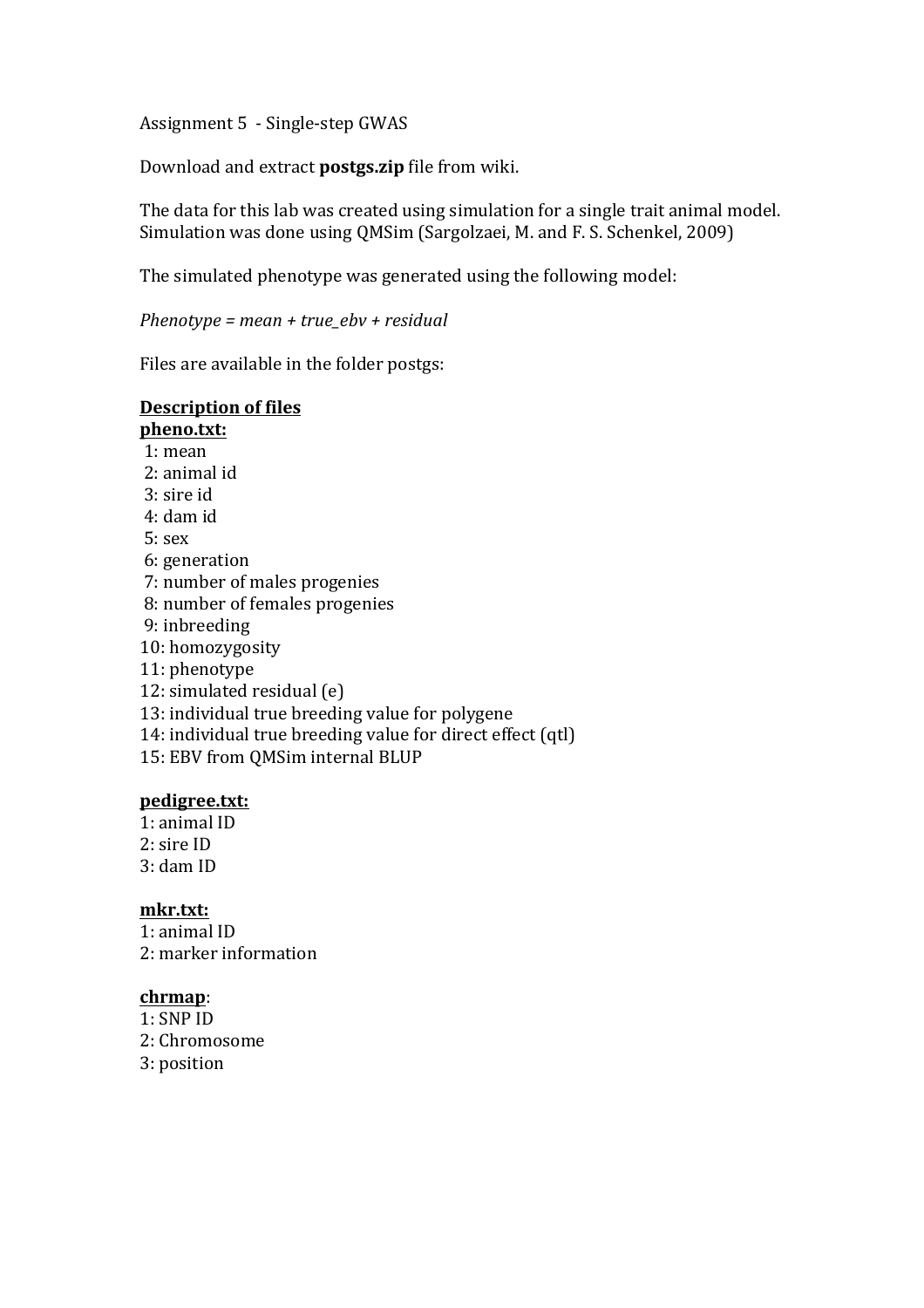Assignment 5 - Single-step GWAS

Download and extract **postgs.zip** file from wiki.

The data for this lab was created using simulation for a single trait animal model. Simulation was done using QMSim (Sargolzaei, M. and F. S. Schenkel, 2009)

The simulated phenotype was generated using the following model:

*Phenotype = mean + true_ebv + residual*

Files are available in the folder postgs:

**<u>Description of files</u>**

**<u>pheno.txt:</u>**

1: mean
2: animal id
3: sire id
4: dam id
5: sex
6: generation
7: number of males progenies
8: number of females progenies
9: inbreeding
10: homozygosity
11: phenotype
12: simulated residual (e)
13: individual true breeding value for polygene
14: individual true breeding value for direct effect (qtl)
15: EBV from QMSim internal BLUP

**<u>pedigree.txt:</u>**

1: animal ID
2: sire ID
3: dam ID

**<u>mkr.txt:</u>**

1: animal ID
2: marker information

**<u>chrmap</u>**:

1: SNP ID
2: Chromosome
3: position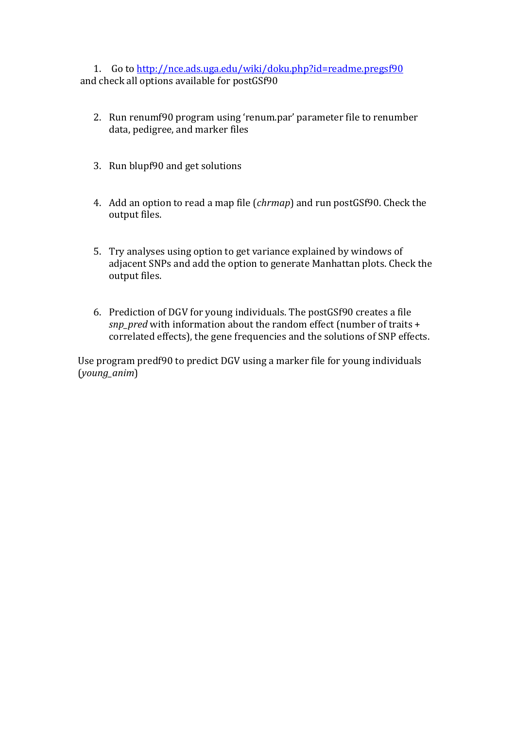1. Go to [http://nce.ads.uga.edu/wiki/doku.php?id=readme.pregsf90](http://nce.ads.uga.edu/wiki/doku.php?id=readme.pregsf90) and check all options available for postGSf90

2. Run renumf90 program using 'renum.par' parameter file to renumber data, pedigree, and marker files

3. Run blupf90 and get solutions

4. Add an option to read a map file (*chrmap*) and run postGSf90. Check the output files.

5. Try analyses using option to get variance explained by windows of adjacent SNPs and add the option to generate Manhattan plots. Check the output files.

6. Prediction of DGV for young individuals. The postGSf90 creates a file *snp_pred* with information about the random effect (number of traits + correlated effects), the gene frequencies and the solutions of SNP effects.

Use program predf90 to predict DGV using a marker file for young individuals (*young_anim*)